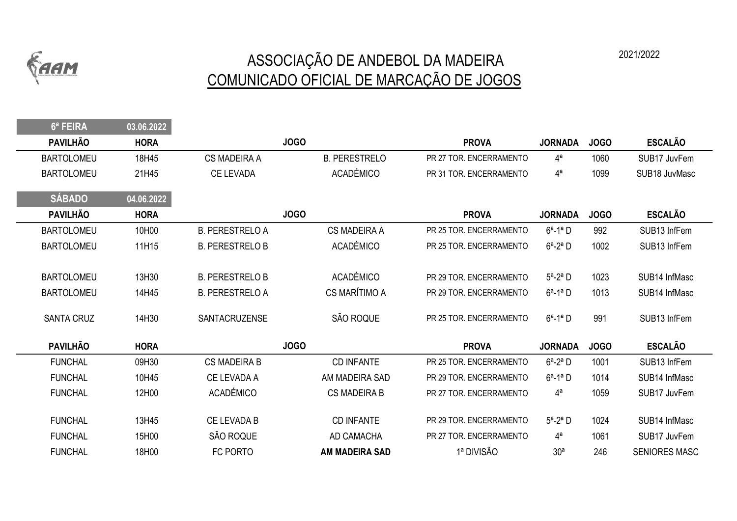AAM

2021/2022

# ASSOCIAÇÃO DE ANDEBOL DA MADEIRA

## COMUNICADO OFICIAL DE MARCAÇÃO DE JOGOS

**6ª FEIRA** **03.06.2022**

| PAVILHÃO | HORA | JOGO | | PROVA | JORNADA | JOGO | ESCALÃO |
|---|---|---|---|---|---|---|---|
| BARTOLOMEU | 18H45 | CS MADEIRA A | B. PERESTRELO | PR 27 TOR. ENCERRAMENTO | 4ª | 1060 | SUB17 JuvFem |
| BARTOLOMEU | 21H45 | CE LEVADA | ACADÉMICO | PR 31 TOR. ENCERRAMENTO | 4ª | 1099 | SUB18 JuvMasc |

**SÁBADO** **04.06.2022**

| PAVILHÃO | HORA | JOGO | | PROVA | JORNADA | JOGO | ESCALÃO |
|---|---|---|---|---|---|---|---|
| BARTOLOMEU | 10H00 | B. PERESTRELO A | CS MADEIRA A | PR 25 TOR. ENCERRAMENTO | 6ª-1ª D | 992 | SUB13 InfFem |
| BARTOLOMEU | 11H15 | B. PERESTRELO B | ACADÉMICO | PR 25 TOR. ENCERRAMENTO | 6ª-2ª D | 1002 | SUB13 InfFem |
| BARTOLOMEU | 13H30 | B. PERESTRELO B | ACADÉMICO | PR 29 TOR. ENCERRAMENTO | 5ª-2ª D | 1023 | SUB14 InfMasc |
| BARTOLOMEU | 14H45 | B. PERESTRELO A | CS MARÍTIMO A | PR 29 TOR. ENCERRAMENTO | 6ª-1ª D | 1013 | SUB14 InfMasc |
| SANTA CRUZ | 14H30 | SANTACRUZENSE | SÃO ROQUE | PR 25 TOR. ENCERRAMENTO | 6ª-1ª D | 991 | SUB13 InfFem |

| PAVILHÃO | HORA | JOGO | | PROVA | JORNADA | JOGO | ESCALÃO |
|---|---|---|---|---|---|---|---|
| FUNCHAL | 09H30 | CS MADEIRA B | CD INFANTE | PR 25 TOR. ENCERRAMENTO | 6ª-2ª D | 1001 | SUB13 InfFem |
| FUNCHAL | 10H45 | CE LEVADA A | AM MADEIRA SAD | PR 29 TOR. ENCERRAMENTO | 6ª-1ª D | 1014 | SUB14 InfMasc |
| FUNCHAL | 12H00 | ACADÉMICO | CS MADEIRA B | PR 27 TOR. ENCERRAMENTO | 4ª | 1059 | SUB17 JuvFem |
| FUNCHAL | 13H45 | CE LEVADA B | CD INFANTE | PR 29 TOR. ENCERRAMENTO | 5ª-2ª D | 1024 | SUB14 InfMasc |
| FUNCHAL | 15H00 | SÃO ROQUE | AD CAMACHA | PR 27 TOR. ENCERRAMENTO | 4ª | 1061 | SUB17 JuvFem |
| FUNCHAL | 18H00 | FC PORTO | **AM MADEIRA SAD** | 1ª DIVISÃO | 30ª | 246 | SENIORES MASC |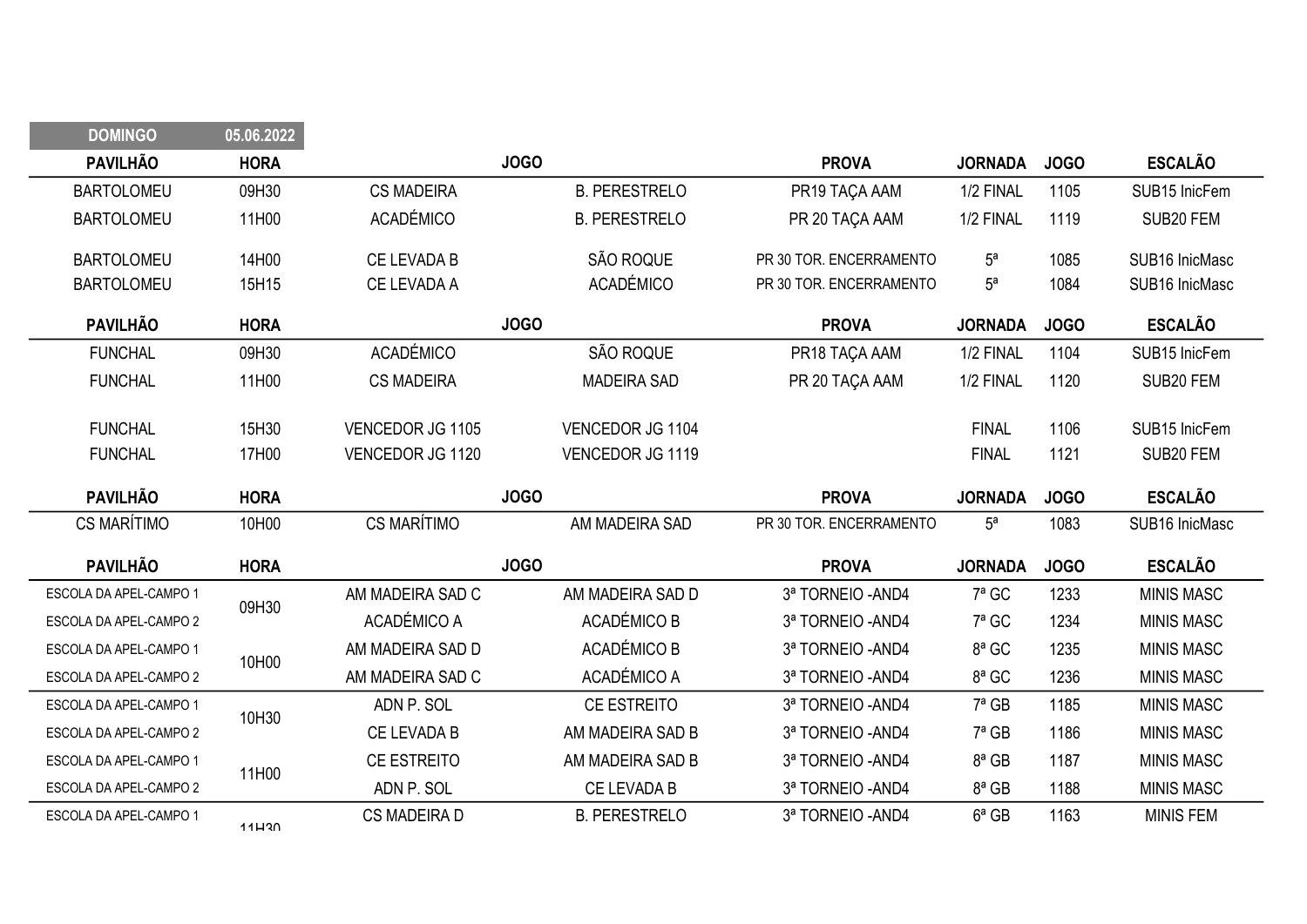| DOMINGO | 05.06.2022 | | | | | | |
|---|---|---|---|---|---|---|---|
| **PAVILHÃO** | **HORA** | **JOGO** | | **PROVA** | **JORNADA** | **JOGO** | **ESCALÃO** |
| BARTOLOMEU | 09H30 | CS MADEIRA | B. PERESTRELO | PR19 TAÇA AAM | 1/2 FINAL | 1105 | SUB15 InicFem |
| BARTOLOMEU | 11H00 | ACADÉMICO | B. PERESTRELO | PR 20 TAÇA AAM | 1/2 FINAL | 1119 | SUB20 FEM |
| BARTOLOMEU | 14H00 | CE LEVADA B | SÃO ROQUE | PR 30 TOR. ENCERRAMENTO | 5ª | 1085 | SUB16 InicMasc |
| BARTOLOMEU | 15H15 | CE LEVADA A | ACADÉMICO | PR 30 TOR. ENCERRAMENTO | 5ª | 1084 | SUB16 InicMasc |

| **PAVILHÃO** | **HORA** | **JOGO** | | **PROVA** | **JORNADA** | **JOGO** | **ESCALÃO** |
|---|---|---|---|---|---|---|---|
| FUNCHAL | 09H30 | ACADÉMICO | SÃO ROQUE | PR18 TAÇA AAM | 1/2 FINAL | 1104 | SUB15 InicFem |
| FUNCHAL | 11H00 | CS MADEIRA | MADEIRA SAD | PR 20 TAÇA AAM | 1/2 FINAL | 1120 | SUB20 FEM |
| FUNCHAL | 15H30 | VENCEDOR JG 1105 | VENCEDOR JG 1104 | | FINAL | 1106 | SUB15 InicFem |
| FUNCHAL | 17H00 | VENCEDOR JG 1120 | VENCEDOR JG 1119 | | FINAL | 1121 | SUB20 FEM |

| **PAVILHÃO** | **HORA** | **JOGO** | | **PROVA** | **JORNADA** | **JOGO** | **ESCALÃO** |
|---|---|---|---|---|---|---|---|
| CS MARÍTIMO | 10H00 | CS MARÍTIMO | AM MADEIRA SAD | PR 30 TOR. ENCERRAMENTO | 5ª | 1083 | SUB16 InicMasc |

| **PAVILHÃO** | **HORA** | **JOGO** | | **PROVA** | **JORNADA** | **JOGO** | **ESCALÃO** |
|---|---|---|---|---|---|---|---|
| ESCOLA DA APEL-CAMPO 1 | 09H30 | AM MADEIRA SAD C | AM MADEIRA SAD D | 3ª TORNEIO -AND4 | 7ª GC | 1233 | MINIS MASC |
| ESCOLA DA APEL-CAMPO 2 | | ACADÉMICO A | ACADÉMICO B | 3ª TORNEIO -AND4 | 7ª GC | 1234 | MINIS MASC |
| ESCOLA DA APEL-CAMPO 1 | 10H00 | AM MADEIRA SAD D | ACADÉMICO B | 3ª TORNEIO -AND4 | 8ª GC | 1235 | MINIS MASC |
| ESCOLA DA APEL-CAMPO 2 | | AM MADEIRA SAD C | ACADÉMICO A | 3ª TORNEIO -AND4 | 8ª GC | 1236 | MINIS MASC |
| ESCOLA DA APEL-CAMPO 1 | 10H30 | ADN P. SOL | CE ESTREITO | 3ª TORNEIO -AND4 | 7ª GB | 1185 | MINIS MASC |
| ESCOLA DA APEL-CAMPO 2 | | CE LEVADA B | AM MADEIRA SAD B | 3ª TORNEIO -AND4 | 7ª GB | 1186 | MINIS MASC |
| ESCOLA DA APEL-CAMPO 1 | 11H00 | CE ESTREITO | AM MADEIRA SAD B | 3ª TORNEIO -AND4 | 8ª GB | 1187 | MINIS MASC |
| ESCOLA DA APEL-CAMPO 2 | | ADN P. SOL | CE LEVADA B | 3ª TORNEIO -AND4 | 8ª GB | 1188 | MINIS MASC |
| ESCOLA DA APEL-CAMPO 1 | 11H30 | CS MADEIRA D | B. PERESTRELO | 3ª TORNEIO -AND4 | 6ª GB | 1163 | MINIS FEM |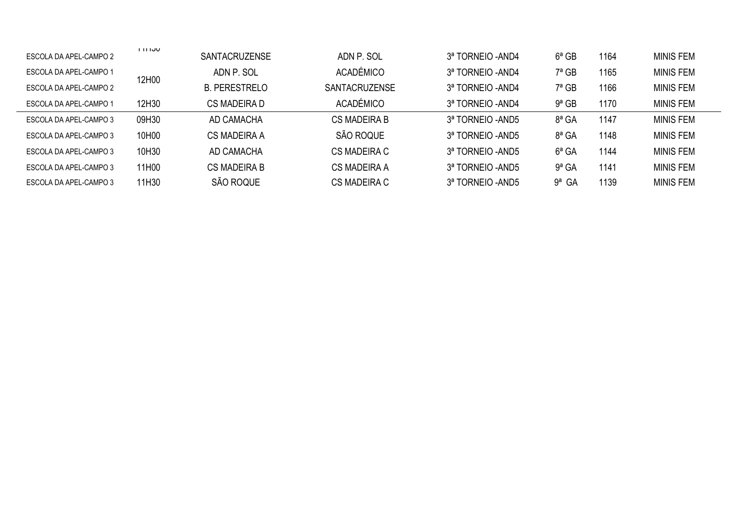| | | | | | | | |
|---|---|---|---|---|---|---|---|
| ESCOLA DA APEL-CAMPO 2 | 11H30 | SANTACRUZENSE | ADN P. SOL | 3ª TORNEIO -AND4 | 6ª GB | 1164 | MINIS FEM |
| ESCOLA DA APEL-CAMPO 1 | 12H00 | ADN P. SOL | ACADÉMICO | 3ª TORNEIO -AND4 | 7ª GB | 1165 | MINIS FEM |
| ESCOLA DA APEL-CAMPO 2 | | B. PERESTRELO | SANTACRUZENSE | 3ª TORNEIO -AND4 | 7ª GB | 1166 | MINIS FEM |
| ESCOLA DA APEL-CAMPO 1 | 12H30 | CS MADEIRA D | ACADÉMICO | 3ª TORNEIO -AND4 | 9ª GB | 1170 | MINIS FEM |
| ESCOLA DA APEL-CAMPO 3 | 09H30 | AD CAMACHA | CS MADEIRA B | 3ª TORNEIO -AND5 | 8ª GA | 1147 | MINIS FEM |
| ESCOLA DA APEL-CAMPO 3 | 10H00 | CS MADEIRA A | SÃO ROQUE | 3ª TORNEIO -AND5 | 8ª GA | 1148 | MINIS FEM |
| ESCOLA DA APEL-CAMPO 3 | 10H30 | AD CAMACHA | CS MADEIRA C | 3ª TORNEIO -AND5 | 6ª GA | 1144 | MINIS FEM |
| ESCOLA DA APEL-CAMPO 3 | 11H00 | CS MADEIRA B | CS MADEIRA A | 3ª TORNEIO -AND5 | 9ª GA | 1141 | MINIS FEM |
| ESCOLA DA APEL-CAMPO 3 | 11H30 | SÃO ROQUE | CS MADEIRA C | 3ª TORNEIO -AND5 | 9ª GA | 1139 | MINIS FEM |